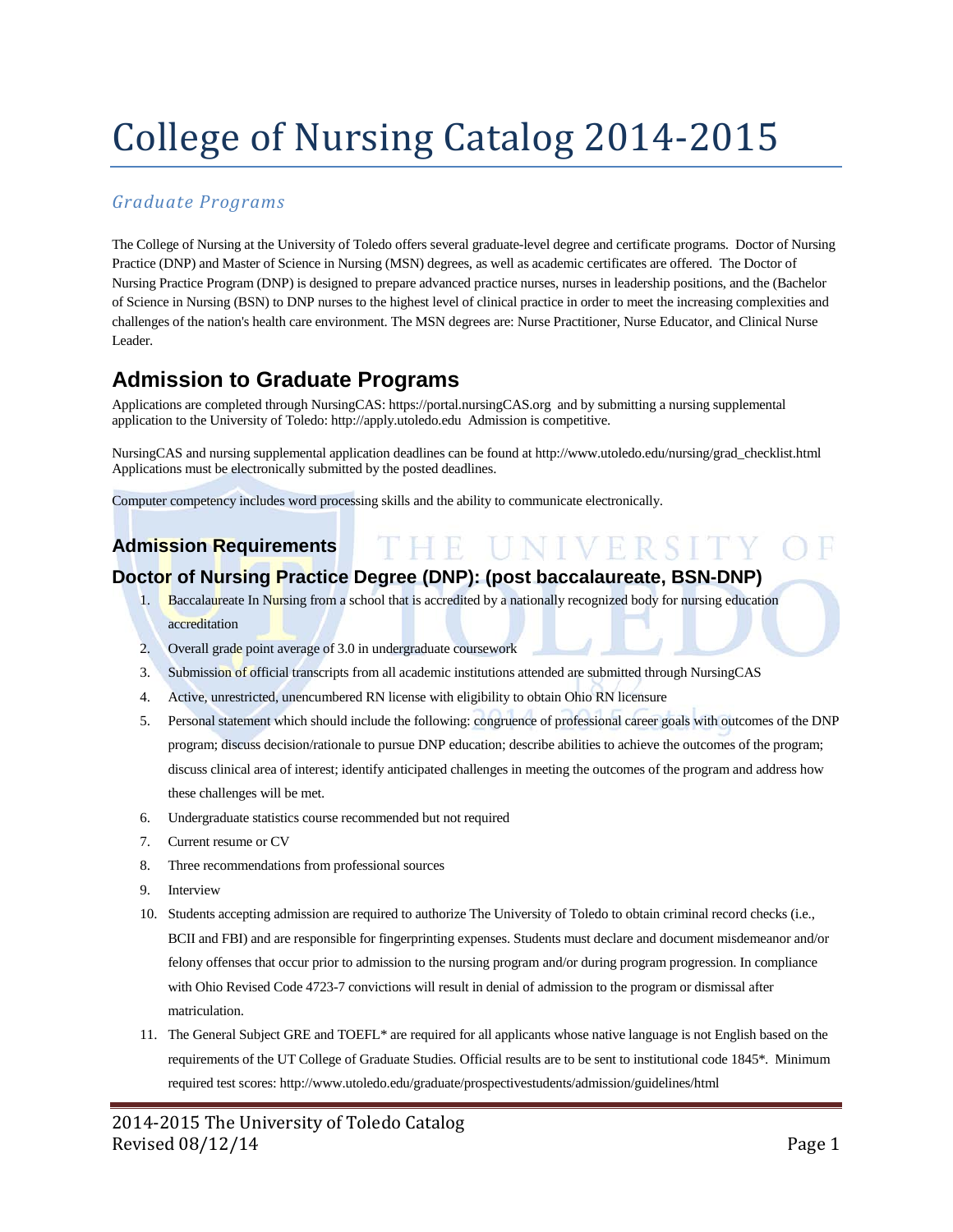# College of Nursing Catalog 2014-2015

*Graduate Programs*

The College of Nursing at the University of Toledo offers several graduate-level degree and certificate programs. Doctor of Nursing Practice (DNP) and Master of Science in Nursing (MSN) degrees, as well as academic certificates are offered. The Doctor of Nursing Practice Program (DNP) is designed to prepare advanced practice nurses, nurses in leadership positions, and the (Bachelor of Science in Nursing (BSN) to DNP nurses to the highest level of clinical practice in order to meet the increasing complexities and challenges of the nation's health care environment. The MSN degrees are: Nurse Practitioner, Nurse Educator, and Clinical Nurse Leader.

## Admission to Graduate Programs

Applications are completed through NursingCAS: https://portal.nursingCAS.org and by submitting a nursing supplemental application to the University of Toledo: http://apply.utoledo.edu Admission is competitive.

NursingCAS and nursing supplemental application deadlines can be found at http://www.utoledo.edu/nursing/grad_checklist.html Applications must be electronically submitted by the posted deadlines.

Computer competency includes word processing skills and the ability to communicate electronically.

### Admission Requirements

### Doctor of Nursing Practice Degree (DNP): (post baccalaureate, BSN-DNP)

1. Baccalaureate In Nursing from a school that is accredited by a nationally recognized body for nursing education accreditation
2. Overall grade point average of 3.0 in undergraduate coursework
3. Submission of official transcripts from all academic institutions attended are submitted through NursingCAS
4. Active, unrestricted, unencumbered RN license with eligibility to obtain Ohio RN licensure
5. Personal statement which should include the following: congruence of professional career goals with outcomes of the DNP program; discuss decision/rationale to pursue DNP education; describe abilities to achieve the outcomes of the program; discuss clinical area of interest; identify anticipated challenges in meeting the outcomes of the program and address how these challenges will be met.
6. Undergraduate statistics course recommended but not required
7. Current resume or CV
8. Three recommendations from professional sources
9. Interview
10. Students accepting admission are required to authorize The University of Toledo to obtain criminal record checks (i.e., BCII and FBI) and are responsible for fingerprinting expenses. Students must declare and document misdemeanor and/or felony offenses that occur prior to admission to the nursing program and/or during program progression. In compliance with Ohio Revised Code 4723-7 convictions will result in denial of admission to the program or dismissal after matriculation.
11. The General Subject GRE and TOEFL* are required for all applicants whose native language is not English based on the requirements of the UT College of Graduate Studies. Official results are to be sent to institutional code 1845*. Minimum required test scores: http://www.utoledo.edu/graduate/prospectivestudents/admission/guidelines/html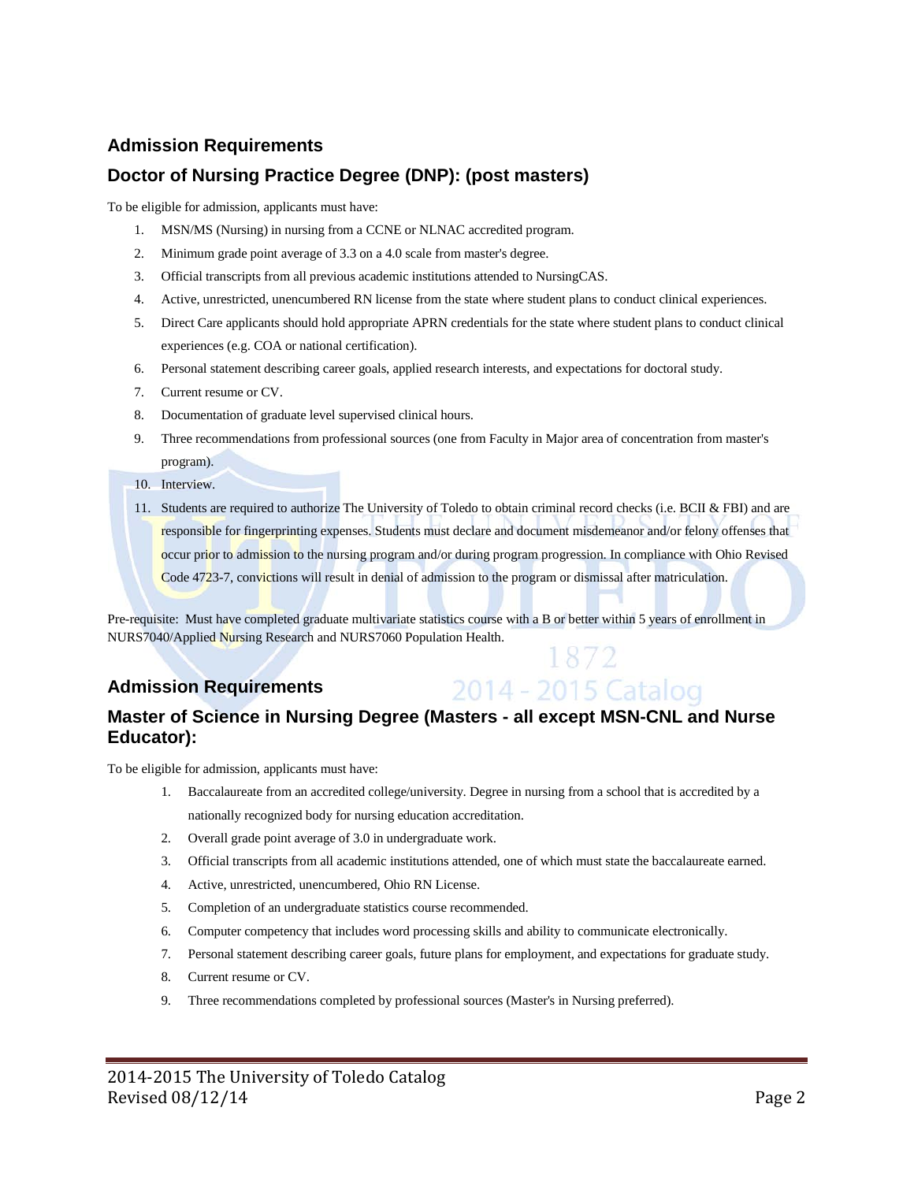## Admission Requirements

### Doctor of Nursing Practice Degree (DNP): (post masters)

To be eligible for admission, applicants must have:

1. MSN/MS (Nursing) in nursing from a CCNE or NLNAC accredited program.
2. Minimum grade point average of 3.3 on a 4.0 scale from master's degree.
3. Official transcripts from all previous academic institutions attended to NursingCAS.
4. Active, unrestricted, unencumbered RN license from the state where student plans to conduct clinical experiences.
5. Direct Care applicants should hold appropriate APRN credentials for the state where student plans to conduct clinical experiences (e.g. COA or national certification).
6. Personal statement describing career goals, applied research interests, and expectations for doctoral study.
7. Current resume or CV.
8. Documentation of graduate level supervised clinical hours.
9. Three recommendations from professional sources (one from Faculty in Major area of concentration from master's program).
10. Interview.
11. Students are required to authorize The University of Toledo to obtain criminal record checks (i.e. BCII & FBI) and are responsible for fingerprinting expenses. Students must declare and document misdemeanor and/or felony offenses that occur prior to admission to the nursing program and/or during program progression. In compliance with Ohio Revised Code 4723-7, convictions will result in denial of admission to the program or dismissal after matriculation.

Pre-requisite: Must have completed graduate multivariate statistics course with a B or better within 5 years of enrollment in NURS7040/Applied Nursing Research and NURS7060 Population Health.

## Admission Requirements

### Master of Science in Nursing Degree (Masters - all except MSN-CNL and Nurse Educator):

To be eligible for admission, applicants must have:

1. Baccalaureate from an accredited college/university. Degree in nursing from a school that is accredited by a nationally recognized body for nursing education accreditation.
2. Overall grade point average of 3.0 in undergraduate work.
3. Official transcripts from all academic institutions attended, one of which must state the baccalaureate earned.
4. Active, unrestricted, unencumbered, Ohio RN License.
5. Completion of an undergraduate statistics course recommended.
6. Computer competency that includes word processing skills and ability to communicate electronically.
7. Personal statement describing career goals, future plans for employment, and expectations for graduate study.
8. Current resume or CV.
9. Three recommendations completed by professional sources (Master's in Nursing preferred).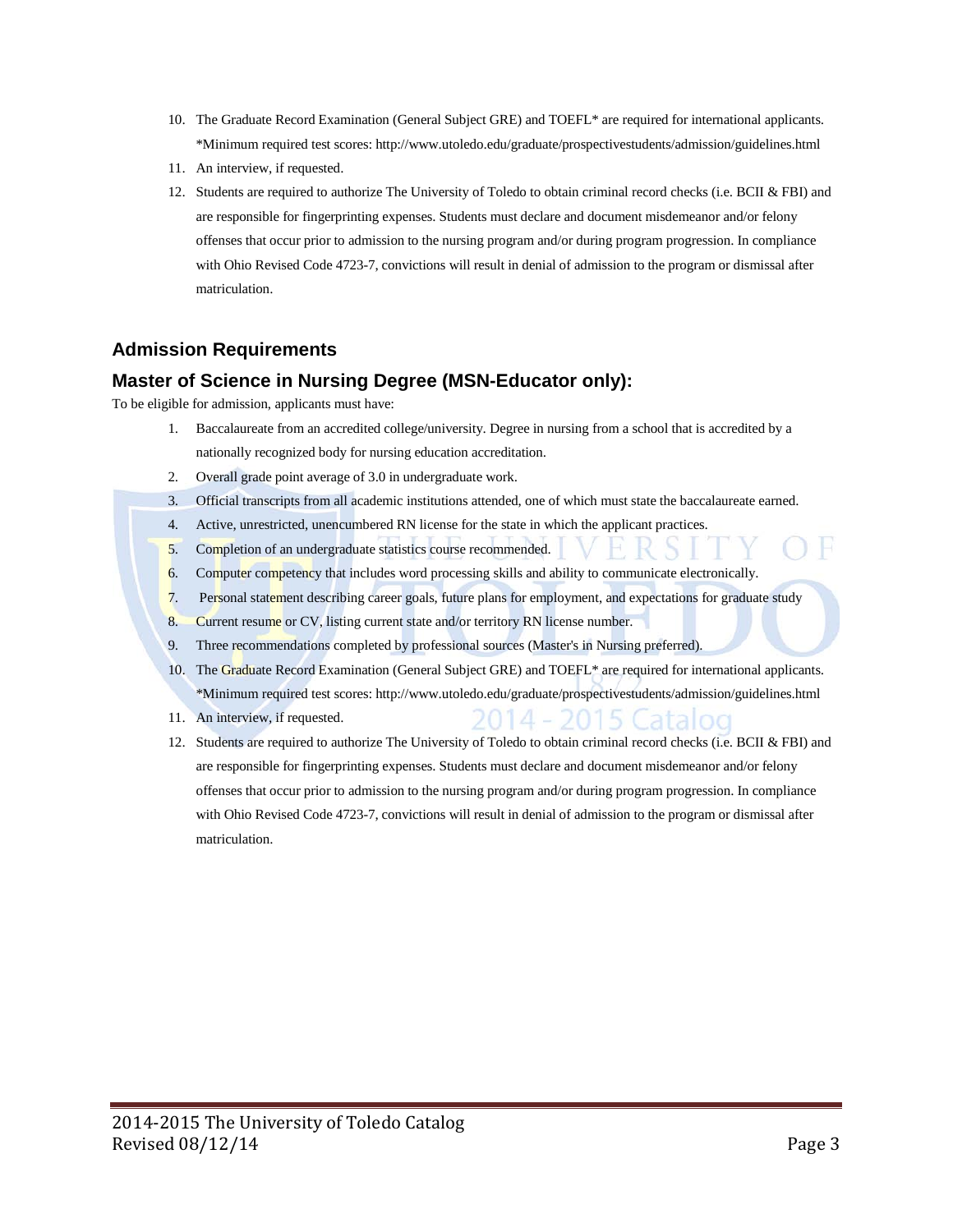10. The Graduate Record Examination (General Subject GRE) and TOEFL* are required for international applicants. *Minimum required test scores: http://www.utoledo.edu/graduate/prospectivestudents/admission/guidelines.html
11. An interview, if requested.
12. Students are required to authorize The University of Toledo to obtain criminal record checks (i.e. BCII & FBI) and are responsible for fingerprinting expenses. Students must declare and document misdemeanor and/or felony offenses that occur prior to admission to the nursing program and/or during program progression. In compliance with Ohio Revised Code 4723-7, convictions will result in denial of admission to the program or dismissal after matriculation.

### Admission Requirements

### Master of Science in Nursing Degree (MSN-Educator only):

To be eligible for admission, applicants must have:

1. Baccalaureate from an accredited college/university. Degree in nursing from a school that is accredited by a nationally recognized body for nursing education accreditation.
2. Overall grade point average of 3.0 in undergraduate work.
3. Official transcripts from all academic institutions attended, one of which must state the baccalaureate earned.
4. Active, unrestricted, unencumbered RN license for the state in which the applicant practices.
5. Completion of an undergraduate statistics course recommended.
6. Computer competency that includes word processing skills and ability to communicate electronically.
7. Personal statement describing career goals, future plans for employment, and expectations for graduate study
8. Current resume or CV, listing current state and/or territory RN license number.
9. Three recommendations completed by professional sources (Master's in Nursing preferred).
10. The Graduate Record Examination (General Subject GRE) and TOEFL* are required for international applicants. *Minimum required test scores: http://www.utoledo.edu/graduate/prospectivestudents/admission/guidelines.html
11. An interview, if requested.
12. Students are required to authorize The University of Toledo to obtain criminal record checks (i.e. BCII & FBI) and are responsible for fingerprinting expenses. Students must declare and document misdemeanor and/or felony offenses that occur prior to admission to the nursing program and/or during program progression. In compliance with Ohio Revised Code 4723-7, convictions will result in denial of admission to the program or dismissal after matriculation.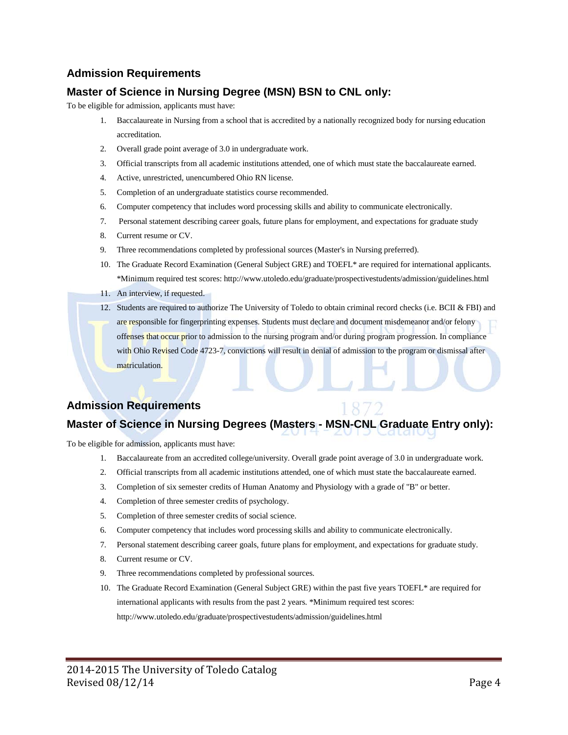## Admission Requirements

## Master of Science in Nursing Degree (MSN) BSN to CNL only:

To be eligible for admission, applicants must have:

1. Baccalaureate in Nursing from a school that is accredited by a nationally recognized body for nursing education accreditation.
2. Overall grade point average of 3.0 in undergraduate work.
3. Official transcripts from all academic institutions attended, one of which must state the baccalaureate earned.
4. Active, unrestricted, unencumbered Ohio RN license.
5. Completion of an undergraduate statistics course recommended.
6. Computer competency that includes word processing skills and ability to communicate electronically.
7. Personal statement describing career goals, future plans for employment, and expectations for graduate study
8. Current resume or CV.
9. Three recommendations completed by professional sources (Master's in Nursing preferred).
10. The Graduate Record Examination (General Subject GRE) and TOEFL* are required for international applicants. *Minimum required test scores: http://www.utoledo.edu/graduate/prospectivestudents/admission/guidelines.html
11. An interview, if requested.
12. Students are required to authorize The University of Toledo to obtain criminal record checks (i.e. BCII & FBI) and are responsible for fingerprinting expenses. Students must declare and document misdemeanor and/or felony offenses that occur prior to admission to the nursing program and/or during program progression. In compliance with Ohio Revised Code 4723-7, convictions will result in denial of admission to the program or dismissal after matriculation.

## Admission Requirements

## Master of Science in Nursing Degrees (Masters - MSN-CNL Graduate Entry only):

To be eligible for admission, applicants must have:

1. Baccalaureate from an accredited college/university. Overall grade point average of 3.0 in undergraduate work.
2. Official transcripts from all academic institutions attended, one of which must state the baccalaureate earned.
3. Completion of six semester credits of Human Anatomy and Physiology with a grade of "B" or better.
4. Completion of three semester credits of psychology.
5. Completion of three semester credits of social science.
6. Computer competency that includes word processing skills and ability to communicate electronically.
7. Personal statement describing career goals, future plans for employment, and expectations for graduate study.
8. Current resume or CV.
9. Three recommendations completed by professional sources.
10. The Graduate Record Examination (General Subject GRE) within the past five years TOEFL* are required for international applicants with results from the past 2 years. *Minimum required test scores: http://www.utoledo.edu/graduate/prospectivestudents/admission/guidelines.html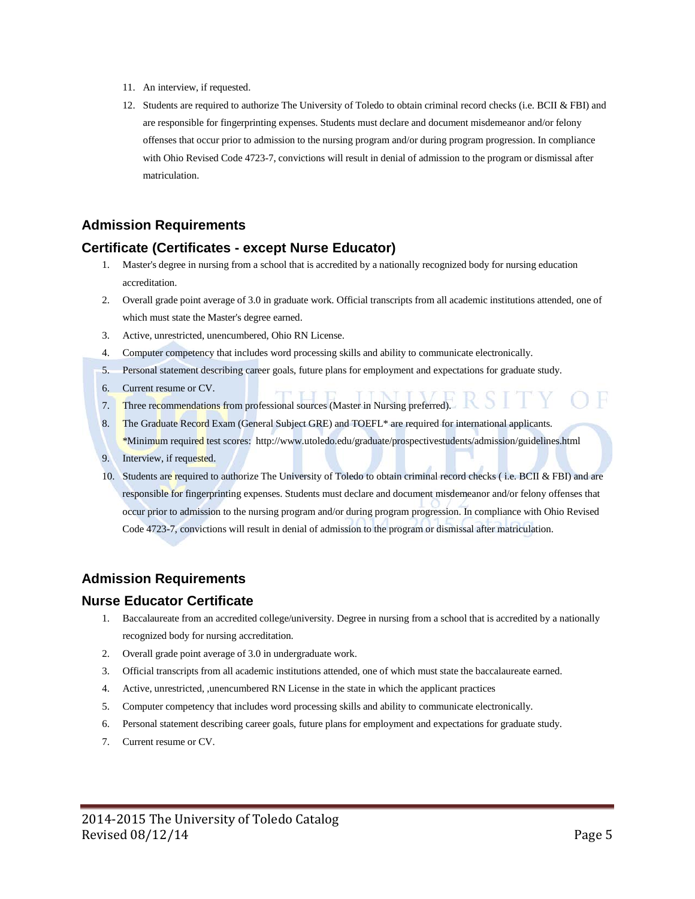11. An interview, if requested.
12. Students are required to authorize The University of Toledo to obtain criminal record checks (i.e. BCII & FBI) and are responsible for fingerprinting expenses. Students must declare and document misdemeanor and/or felony offenses that occur prior to admission to the nursing program and/or during program progression. In compliance with Ohio Revised Code 4723-7, convictions will result in denial of admission to the program or dismissal after matriculation.

## Admission Requirements

## Certificate (Certificates - except Nurse Educator)

1. Master's degree in nursing from a school that is accredited by a nationally recognized body for nursing education accreditation.
2. Overall grade point average of 3.0 in graduate work. Official transcripts from all academic institutions attended, one of which must state the Master's degree earned.
3. Active, unrestricted, unencumbered, Ohio RN License.
4. Computer competency that includes word processing skills and ability to communicate electronically.
5. Personal statement describing career goals, future plans for employment and expectations for graduate study.
6. Current resume or CV.
7. Three recommendations from professional sources (Master in Nursing preferred).
8. The Graduate Record Exam (General Subject GRE) and TOEFL* are required for international applicants. *Minimum required test scores: http://www.utoledo.edu/graduate/prospectivestudents/admission/guidelines.html
9. Interview, if requested.
10. Students are required to authorize The University of Toledo to obtain criminal record checks ( i.e. BCII & FBI) and are responsible for fingerprinting expenses. Students must declare and document misdemeanor and/or felony offenses that occur prior to admission to the nursing program and/or during program progression. In compliance with Ohio Revised Code 4723-7, convictions will result in denial of admission to the program or dismissal after matriculation.

## Admission Requirements

## Nurse Educator Certificate

1. Baccalaureate from an accredited college/university. Degree in nursing from a school that is accredited by a nationally recognized body for nursing accreditation.
2. Overall grade point average of 3.0 in undergraduate work.
3. Official transcripts from all academic institutions attended, one of which must state the baccalaureate earned.
4. Active, unrestricted, ,unencumbered RN License in the state in which the applicant practices
5. Computer competency that includes word processing skills and ability to communicate electronically.
6. Personal statement describing career goals, future plans for employment and expectations for graduate study.
7. Current resume or CV.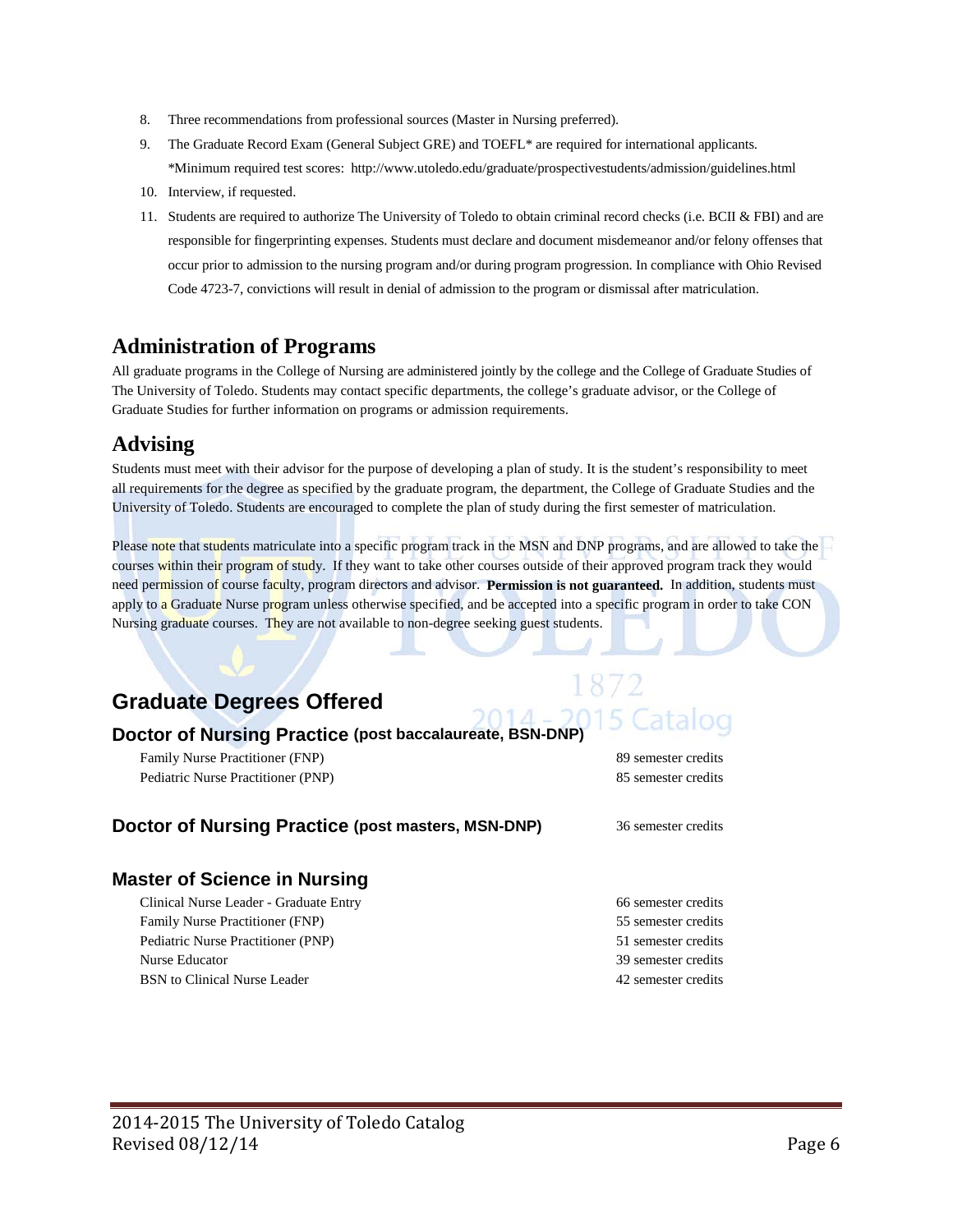8. Three recommendations from professional sources (Master in Nursing preferred).
9. The Graduate Record Exam (General Subject GRE) and TOEFL* are required for international applicants.
   *Minimum required test scores: http://www.utoledo.edu/graduate/prospectivestudents/admission/guidelines.html
10. Interview, if requested.
11. Students are required to authorize The University of Toledo to obtain criminal record checks (i.e. BCII & FBI) and are responsible for fingerprinting expenses. Students must declare and document misdemeanor and/or felony offenses that occur prior to admission to the nursing program and/or during program progression. In compliance with Ohio Revised Code 4723-7, convictions will result in denial of admission to the program or dismissal after matriculation.

## Administration of Programs

All graduate programs in the College of Nursing are administered jointly by the college and the College of Graduate Studies of The University of Toledo. Students may contact specific departments, the college's graduate advisor, or the College of Graduate Studies for further information on programs or admission requirements.

## Advising

Students must meet with their advisor for the purpose of developing a plan of study. It is the student's responsibility to meet all requirements for the degree as specified by the graduate program, the department, the College of Graduate Studies and the University of Toledo. Students are encouraged to complete the plan of study during the first semester of matriculation.

Please note that students matriculate into a specific program track in the MSN and DNP programs, and are allowed to take the courses within their program of study. If they want to take other courses outside of their approved program track they would need permission of course faculty, program directors and advisor. **Permission is not guaranteed.** In addition, students must apply to a Graduate Nurse program unless otherwise specified, and be accepted into a specific program in order to take CON Nursing graduate courses. They are not available to non-degree seeking guest students.

## Graduate Degrees Offered

### Doctor of Nursing Practice (post baccalaureate, BSN-DNP)

| | |
|---|---|
| Family Nurse Practitioner (FNP) | 89 semester credits |
| Pediatric Nurse Practitioner (PNP) | 85 semester credits |

### Doctor of Nursing Practice (post masters, MSN-DNP)

36 semester credits

### Master of Science in Nursing

| | |
|---|---|
| Clinical Nurse Leader - Graduate Entry | 66 semester credits |
| Family Nurse Practitioner (FNP) | 55 semester credits |
| Pediatric Nurse Practitioner (PNP) | 51 semester credits |
| Nurse Educator | 39 semester credits |
| BSN to Clinical Nurse Leader | 42 semester credits |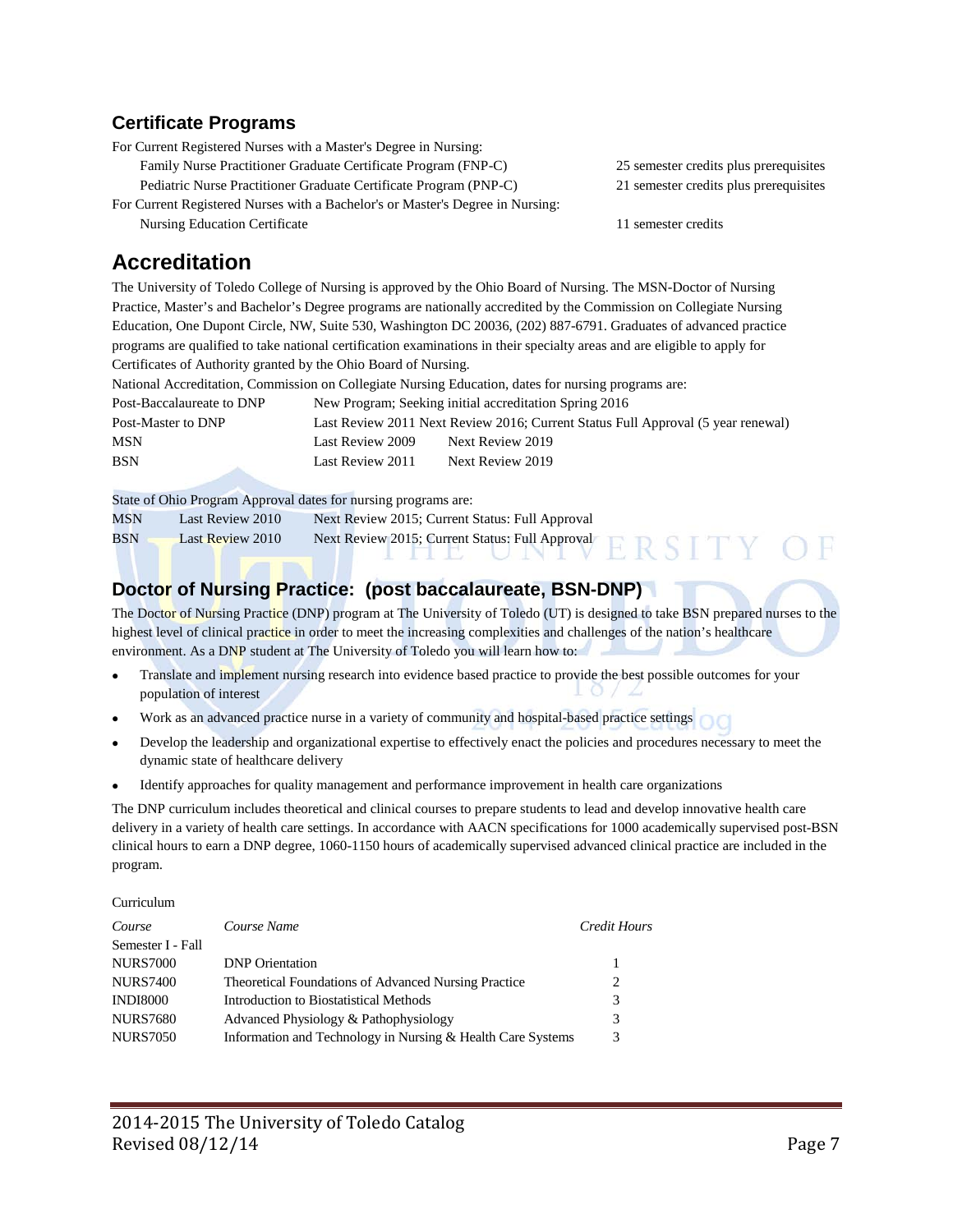## Certificate Programs

For Current Registered Nurses with a Master's Degree in Nursing:

| | |
|---|---|
| Family Nurse Practitioner Graduate Certificate Program (FNP-C) | 25 semester credits plus prerequisites |
| Pediatric Nurse Practitioner Graduate Certificate Program (PNP-C) | 21 semester credits plus prerequisites |

For Current Registered Nurses with a Bachelor's or Master's Degree in Nursing:

| | |
|---|---|
| Nursing Education Certificate | 11 semester credits |

# Accreditation

The University of Toledo College of Nursing is approved by the Ohio Board of Nursing. The MSN-Doctor of Nursing Practice, Master's and Bachelor's Degree programs are nationally accredited by the Commission on Collegiate Nursing Education, One Dupont Circle, NW, Suite 530, Washington DC 20036, (202) 887-6791. Graduates of advanced practice programs are qualified to take national certification examinations in their specialty areas and are eligible to apply for Certificates of Authority granted by the Ohio Board of Nursing.

National Accreditation, Commission on Collegiate Nursing Education, dates for nursing programs are:

| | | |
|---|---|---|
| Post-Baccalaureate to DNP | New Program; Seeking initial accreditation Spring 2016 | |
| Post-Master to DNP | Last Review 2011 Next Review 2016; Current Status Full Approval (5 year renewal) | |
| MSN | Last Review 2009 | Next Review 2019 |
| BSN | Last Review 2011 | Next Review 2019 |

State of Ohio Program Approval dates for nursing programs are:

| | | |
|---|---|---|
| MSN | Last Review 2010 | Next Review 2015; Current Status: Full Approval |
| BSN | Last Review 2010 | Next Review 2015; Current Status: Full Approval |

## Doctor of Nursing Practice: (post baccalaureate, BSN-DNP)

The Doctor of Nursing Practice (DNP) program at The University of Toledo (UT) is designed to take BSN prepared nurses to the highest level of clinical practice in order to meet the increasing complexities and challenges of the nation's healthcare environment. As a DNP student at The University of Toledo you will learn how to:

- Translate and implement nursing research into evidence based practice to provide the best possible outcomes for your population of interest
- Work as an advanced practice nurse in a variety of community and hospital-based practice settings
- Develop the leadership and organizational expertise to effectively enact the policies and procedures necessary to meet the dynamic state of healthcare delivery
- Identify approaches for quality management and performance improvement in health care organizations

The DNP curriculum includes theoretical and clinical courses to prepare students to lead and develop innovative health care delivery in a variety of health care settings. In accordance with AACN specifications for 1000 academically supervised post-BSN clinical hours to earn a DNP degree, 1060-1150 hours of academically supervised advanced clinical practice are included in the program.

Curriculum

| *Course* | *Course Name* | *Credit Hours* |
|---|---|---|
| Semester I - Fall | | |
| NURS7000 | DNP Orientation | 1 |
| NURS7400 | Theoretical Foundations of Advanced Nursing Practice | 2 |
| INDI8000 | Introduction to Biostatistical Methods | 3 |
| NURS7680 | Advanced Physiology & Pathophysiology | 3 |
| NURS7050 | Information and Technology in Nursing & Health Care Systems | 3 |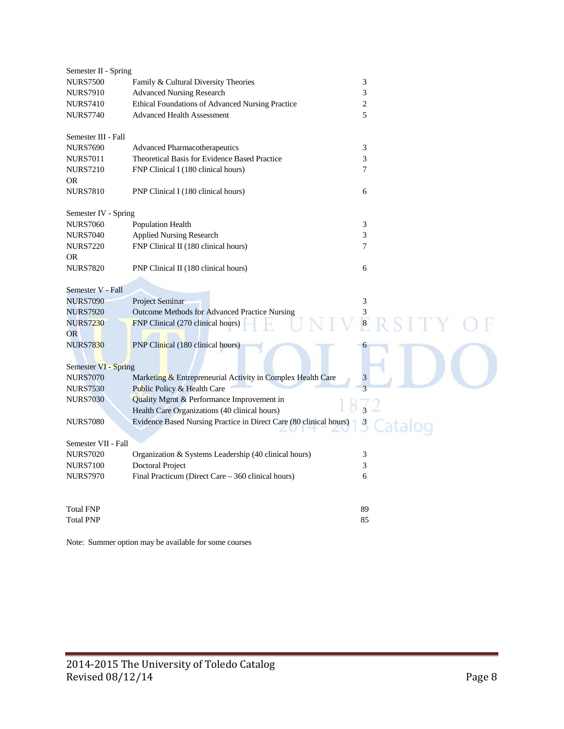Semester II - Spring

| | | |
|---|---|---|
| NURS7500 | Family & Cultural Diversity Theories | 3 |
| NURS7910 | Advanced Nursing Research | 3 |
| NURS7410 | Ethical Foundations of Advanced Nursing Practice | 2 |
| NURS7740 | Advanced Health Assessment | 5 |

Semester III - Fall

| | | |
|---|---|---|
| NURS7690 | Advanced Pharmacotherapeutics | 3 |
| NURS7011 | Theoretical Basis for Evidence Based Practice | 3 |
| NURS7210 | FNP Clinical I (180 clinical hours) | 7 |
| OR | | |
| NURS7810 | PNP Clinical I (180 clinical hours) | 6 |

Semester IV - Spring

| | | |
|---|---|---|
| NURS7060 | Population Health | 3 |
| NURS7040 | Applied Nursing Research | 3 |
| NURS7220 | FNP Clinical II (180 clinical hours) | 7 |
| OR | | |
| NURS7820 | PNP Clinical II (180 clinical hours) | 6 |

Semester V - Fall

| | | |
|---|---|---|
| NURS7090 | Project Seminar | 3 |
| NURS7920 | Outcome Methods for Advanced Practice Nursing | 3 |
| NURS7230 | FNP Clinical (270 clinical hours) | 8 |
| OR | | |
| NURS7830 | PNP Clinical (180 clinical hours) | 6 |

Semester VI - Spring

| | | |
|---|---|---|
| NURS7070 | Marketing & Entrepreneurial Activity in Complex Health Care | 3 |
| NURS7530 | Public Policy & Health Care | 3 |
| NURS7030 | Quality Mgmt & Performance Improvement in Health Care Organizations (40 clinical hours) | 3 |
| NURS7080 | Evidence Based Nursing Practice in Direct Care (80 clinical hours) | 3 |

Semester VII - Fall

| | | |
|---|---|---|
| NURS7020 | Organization & Systems Leadership (40 clinical hours) | 3 |
| NURS7100 | Doctoral Project | 3 |
| NURS7970 | Final Practicum (Direct Care – 360 clinical hours) | 6 |

| | |
|---|---|
| Total FNP | 89 |
| Total PNP | 85 |

Note: Summer option may be available for some courses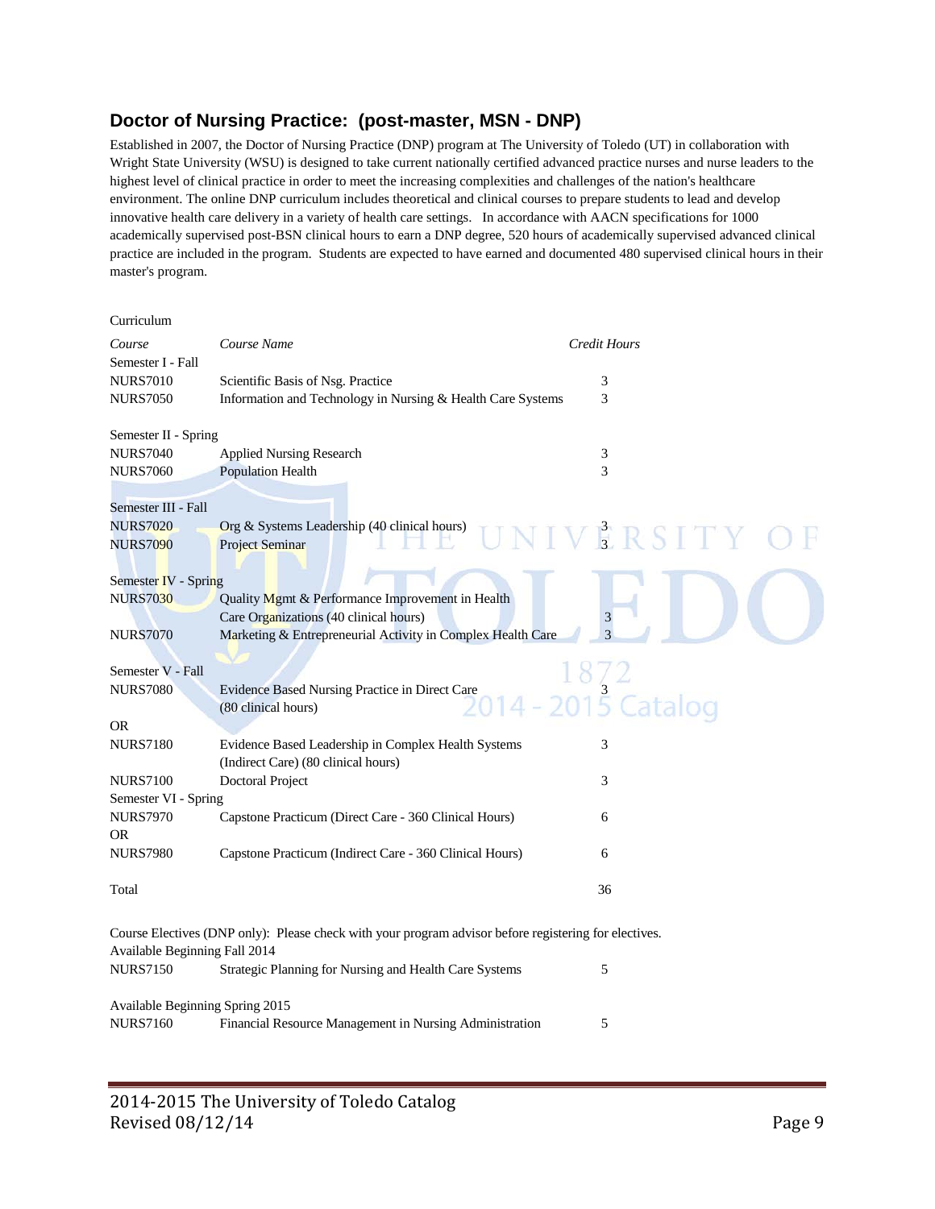## Doctor of Nursing Practice: (post-master, MSN - DNP)

Established in 2007, the Doctor of Nursing Practice (DNP) program at The University of Toledo (UT) in collaboration with Wright State University (WSU) is designed to take current nationally certified advanced practice nurses and nurse leaders to the highest level of clinical practice in order to meet the increasing complexities and challenges of the nation's healthcare environment. The online DNP curriculum includes theoretical and clinical courses to prepare students to lead and develop innovative health care delivery in a variety of health care settings. In accordance with AACN specifications for 1000 academically supervised post-BSN clinical hours to earn a DNP degree, 520 hours of academically supervised advanced clinical practice are included in the program. Students are expected to have earned and documented 480 supervised clinical hours in their master's program.

Curriculum

| *Course* | *Course Name* | *Credit Hours* |
|---|---|---|
| Semester I - Fall | | |
| NURS7010 | Scientific Basis of Nsg. Practice | 3 |
| NURS7050 | Information and Technology in Nursing & Health Care Systems | 3 |
| Semester II - Spring | | |
| NURS7040 | Applied Nursing Research | 3 |
| NURS7060 | Population Health | 3 |
| Semester III - Fall | | |
| NURS7020 | Org & Systems Leadership (40 clinical hours) | 3 |
| NURS7090 | Project Seminar | 3 |
| Semester IV - Spring | | |
| NURS7030 | Quality Mgmt & Performance Improvement in Health Care Organizations (40 clinical hours) | 3 |
| NURS7070 | Marketing & Entrepreneurial Activity in Complex Health Care | 3 |
| Semester V - Fall | | |
| NURS7080 | Evidence Based Nursing Practice in Direct Care (80 clinical hours) | 3 |
| OR | | |
| NURS7180 | Evidence Based Leadership in Complex Health Systems (Indirect Care) (80 clinical hours) | 3 |
| NURS7100 | Doctoral Project | 3 |
| Semester VI - Spring | | |
| NURS7970 | Capstone Practicum (Direct Care - 360 Clinical Hours) | 6 |
| OR | | |
| NURS7980 | Capstone Practicum (Indirect Care - 360 Clinical Hours) | 6 |
| Total | | 36 |

Course Electives (DNP only): Please check with your program advisor before registering for electives.

| | | |
|---|---|---|
| Available Beginning Fall 2014 | | |
| NURS7150 | Strategic Planning for Nursing and Health Care Systems | 5 |
| Available Beginning Spring 2015 | | |
| NURS7160 | Financial Resource Management in Nursing Administration | 5 |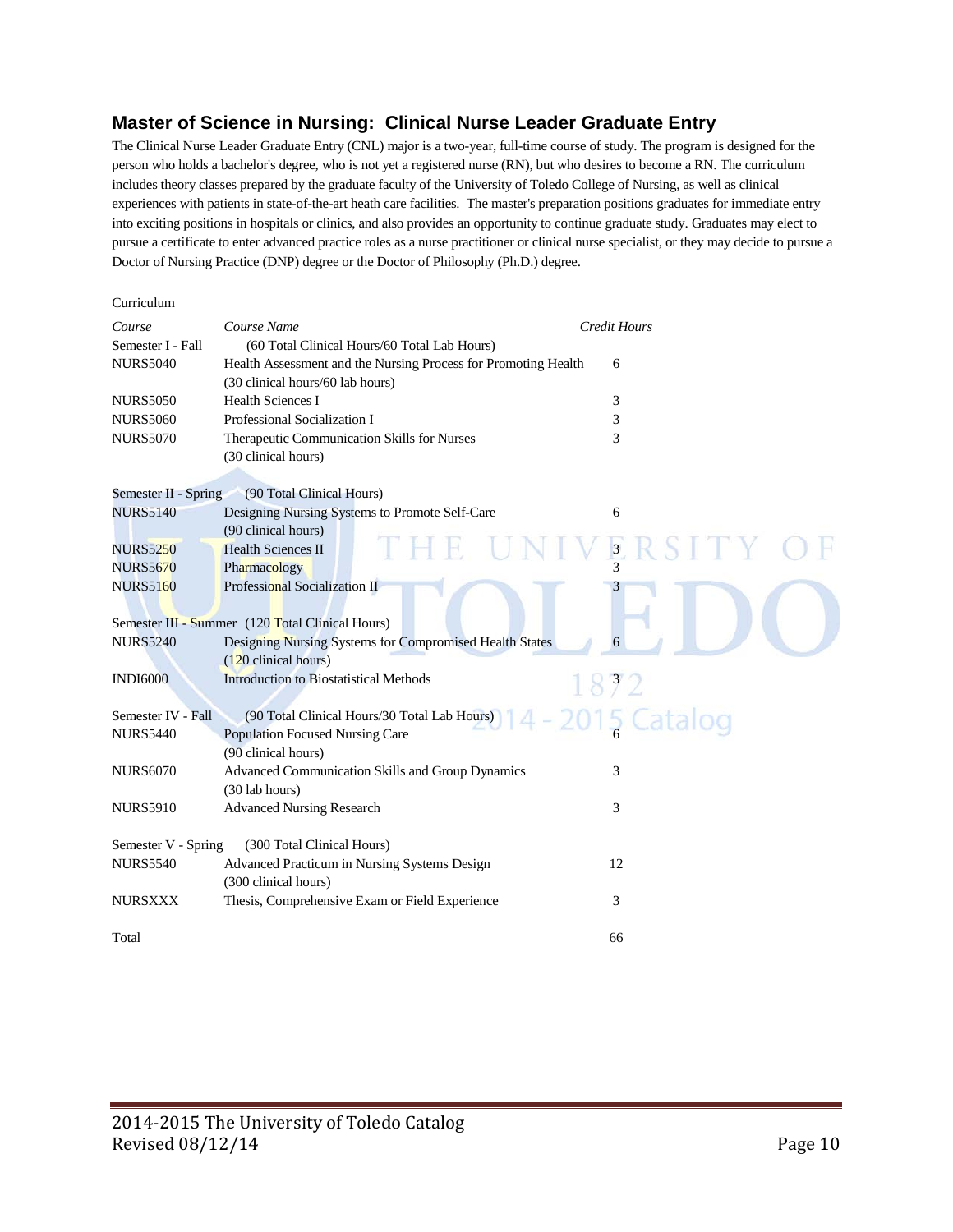## Master of Science in Nursing: Clinical Nurse Leader Graduate Entry

The Clinical Nurse Leader Graduate Entry (CNL) major is a two-year, full-time course of study. The program is designed for the person who holds a bachelor's degree, who is not yet a registered nurse (RN), but who desires to become a RN. The curriculum includes theory classes prepared by the graduate faculty of the University of Toledo College of Nursing, as well as clinical experiences with patients in state-of-the-art heath care facilities. The master's preparation positions graduates for immediate entry into exciting positions in hospitals or clinics, and also provides an opportunity to continue graduate study. Graduates may elect to pursue a certificate to enter advanced practice roles as a nurse practitioner or clinical nurse specialist, or they may decide to pursue a Doctor of Nursing Practice (DNP) degree or the Doctor of Philosophy (Ph.D.) degree.

Curriculum

| *Course* | *Course Name* | *Credit Hours* |
|---|---|---|
| Semester I - Fall | (60 Total Clinical Hours/60 Total Lab Hours) | |
| NURS5040 | Health Assessment and the Nursing Process for Promoting Health (30 clinical hours/60 lab hours) | 6 |
| NURS5050 | Health Sciences I | 3 |
| NURS5060 | Professional Socialization I | 3 |
| NURS5070 | Therapeutic Communication Skills for Nurses (30 clinical hours) | 3 |
| Semester II - Spring | (90 Total Clinical Hours) | |
| NURS5140 | Designing Nursing Systems to Promote Self-Care (90 clinical hours) | 6 |
| NURS5250 | Health Sciences II | 3 |
| NURS5670 | Pharmacology | 3 |
| NURS5160 | Professional Socialization II | 3 |
| Semester III - Summer | (120 Total Clinical Hours) | |
| NURS5240 | Designing Nursing Systems for Compromised Health States (120 clinical hours) | 6 |
| INDI6000 | Introduction to Biostatistical Methods | 3 |
| Semester IV - Fall | (90 Total Clinical Hours/30 Total Lab Hours) | |
| NURS5440 | Population Focused Nursing Care (90 clinical hours) | 6 |
| NURS6070 | Advanced Communication Skills and Group Dynamics (30 lab hours) | 3 |
| NURS5910 | Advanced Nursing Research | 3 |
| Semester V - Spring | (300 Total Clinical Hours) | |
| NURS5540 | Advanced Practicum in Nursing Systems Design (300 clinical hours) | 12 |
| NURSXXX | Thesis, Comprehensive Exam or Field Experience | 3 |
| Total | | 66 |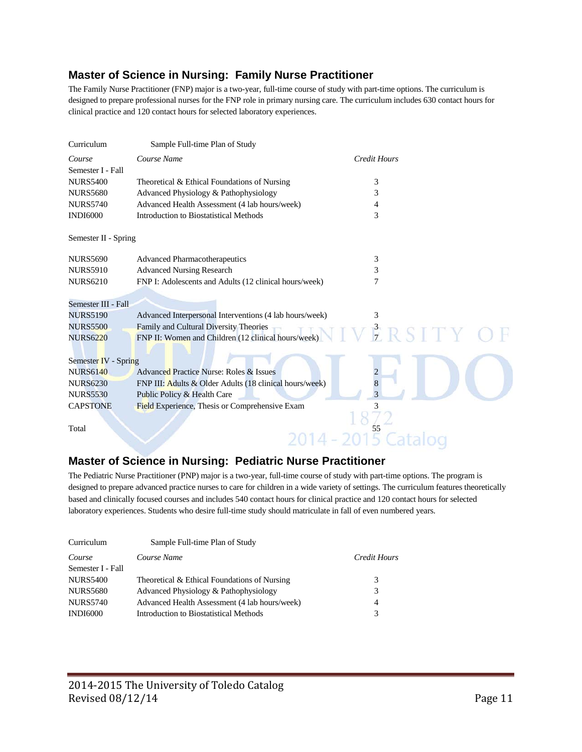## Master of Science in Nursing: Family Nurse Practitioner

The Family Nurse Practitioner (FNP) major is a two-year, full-time course of study with part-time options. The curriculum is designed to prepare professional nurses for the FNP role in primary nursing care. The curriculum includes 630 contact hours for clinical practice and 120 contact hours for selected laboratory experiences.

| Curriculum | Sample Full-time Plan of Study | |
|---|---|---|
| *Course* | *Course Name* | *Credit Hours* |
| Semester I - Fall | | |
| NURS5400 | Theoretical & Ethical Foundations of Nursing | 3 |
| NURS5680 | Advanced Physiology & Pathophysiology | 3 |
| NURS5740 | Advanced Health Assessment (4 lab hours/week) | 4 |
| INDI6000 | Introduction to Biostatistical Methods | 3 |
| Semester II - Spring | | |
| NURS5690 | Advanced Pharmacotherapeutics | 3 |
| NURS5910 | Advanced Nursing Research | 3 |
| NURS6210 | FNP I: Adolescents and Adults (12 clinical hours/week) | 7 |
| Semester III - Fall | | |
| NURS5190 | Advanced Interpersonal Interventions (4 lab hours/week) | 3 |
| NURS5500 | Family and Cultural Diversity Theories | 3 |
| NURS6220 | FNP II: Women and Children (12 clinical hours/week) | 7 |
| Semester IV - Spring | | |
| NURS6140 | Advanced Practice Nurse: Roles & Issues | 2 |
| NURS6230 | FNP III: Adults & Older Adults (18 clinical hours/week) | 8 |
| NURS5530 | Public Policy & Health Care | 3 |
| CAPSTONE | Field Experience, Thesis or Comprehensive Exam | 3 |
| Total | | 55 |

## Master of Science in Nursing: Pediatric Nurse Practitioner

The Pediatric Nurse Practitioner (PNP) major is a two-year, full-time course of study with part-time options. The program is designed to prepare advanced practice nurses to care for children in a wide variety of settings. The curriculum features theoretically based and clinically focused courses and includes 540 contact hours for clinical practice and 120 contact hours for selected laboratory experiences. Students who desire full-time study should matriculate in fall of even numbered years.

| Curriculum | Sample Full-time Plan of Study | |
|---|---|---|
| *Course* | *Course Name* | *Credit Hours* |
| Semester I - Fall | | |
| NURS5400 | Theoretical & Ethical Foundations of Nursing | 3 |
| NURS5680 | Advanced Physiology & Pathophysiology | 3 |
| NURS5740 | Advanced Health Assessment (4 lab hours/week) | 4 |
| INDI6000 | Introduction to Biostatistical Methods | 3 |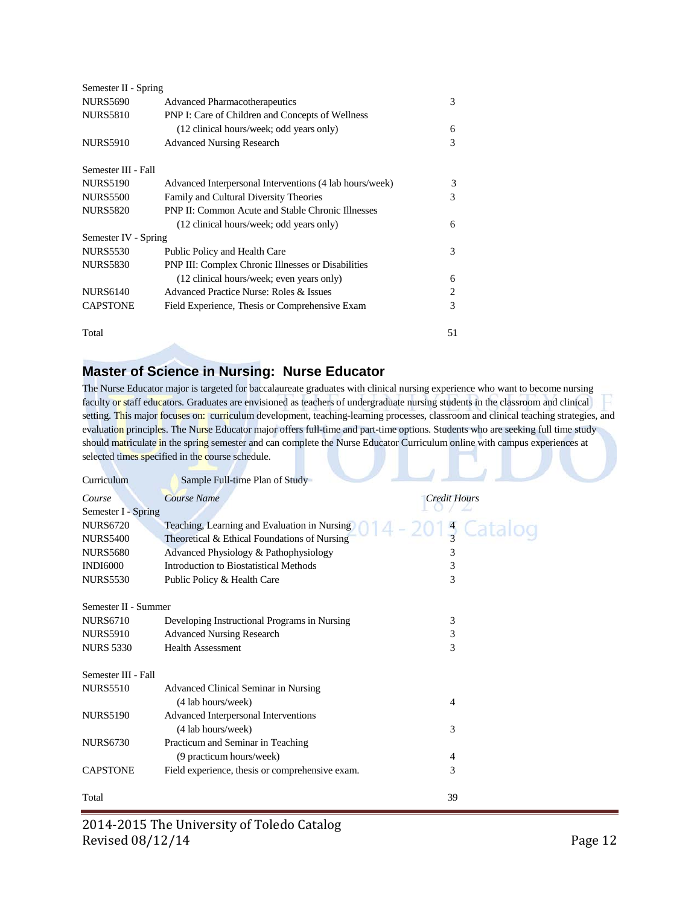| | | |
|---|---|---|
| Semester II - Spring | | |
| NURS5690 | Advanced Pharmacotherapeutics | 3 |
| NURS5810 | PNP I: Care of Children and Concepts of Wellness (12 clinical hours/week; odd years only) | 6 |
| NURS5910 | Advanced Nursing Research | 3 |
| Semester III - Fall | | |
| NURS5190 | Advanced Interpersonal Interventions (4 lab hours/week) | 3 |
| NURS5500 | Family and Cultural Diversity Theories | 3 |
| NURS5820 | PNP II: Common Acute and Stable Chronic Illnesses (12 clinical hours/week; odd years only) | 6 |
| Semester IV - Spring | | |
| NURS5530 | Public Policy and Health Care | 3 |
| NURS5830 | PNP III: Complex Chronic Illnesses or Disabilities (12 clinical hours/week; even years only) | 6 |
| NURS6140 | Advanced Practice Nurse: Roles & Issues | 2 |
| CAPSTONE | Field Experience, Thesis or Comprehensive Exam | 3 |
| Total | | 51 |

## Master of Science in Nursing: Nurse Educator

The Nurse Educator major is targeted for baccalaureate graduates with clinical nursing experience who want to become nursing faculty or staff educators. Graduates are envisioned as teachers of undergraduate nursing students in the classroom and clinical setting. This major focuses on: curriculum development, teaching-learning processes, classroom and clinical teaching strategies, and evaluation principles. The Nurse Educator major offers full-time and part-time options. Students who are seeking full time study should matriculate in the spring semester and can complete the Nurse Educator Curriculum online with campus experiences at selected times specified in the course schedule.

Curriculum — Sample Full-time Plan of Study

| *Course* | *Course Name* | *Credit Hours* |
|---|---|---|
| Semester I - Spring | | |
| NURS6720 | Teaching, Learning and Evaluation in Nursing | 4 |
| NURS5400 | Theoretical & Ethical Foundations of Nursing | 3 |
| NURS5680 | Advanced Physiology & Pathophysiology | 3 |
| INDI6000 | Introduction to Biostatistical Methods | 3 |
| NURS5530 | Public Policy & Health Care | 3 |
| Semester II - Summer | | |
| NURS6710 | Developing Instructional Programs in Nursing | 3 |
| NURS5910 | Advanced Nursing Research | 3 |
| NURS 5330 | Health Assessment | 3 |
| Semester III - Fall | | |
| NURS5510 | Advanced Clinical Seminar in Nursing (4 lab hours/week) | 4 |
| NURS5190 | Advanced Interpersonal Interventions (4 lab hours/week) | 3 |
| NURS6730 | Practicum and Seminar in Teaching (9 practicum hours/week) | 4 |
| CAPSTONE | Field experience, thesis or comprehensive exam. | 3 |
| Total | | 39 |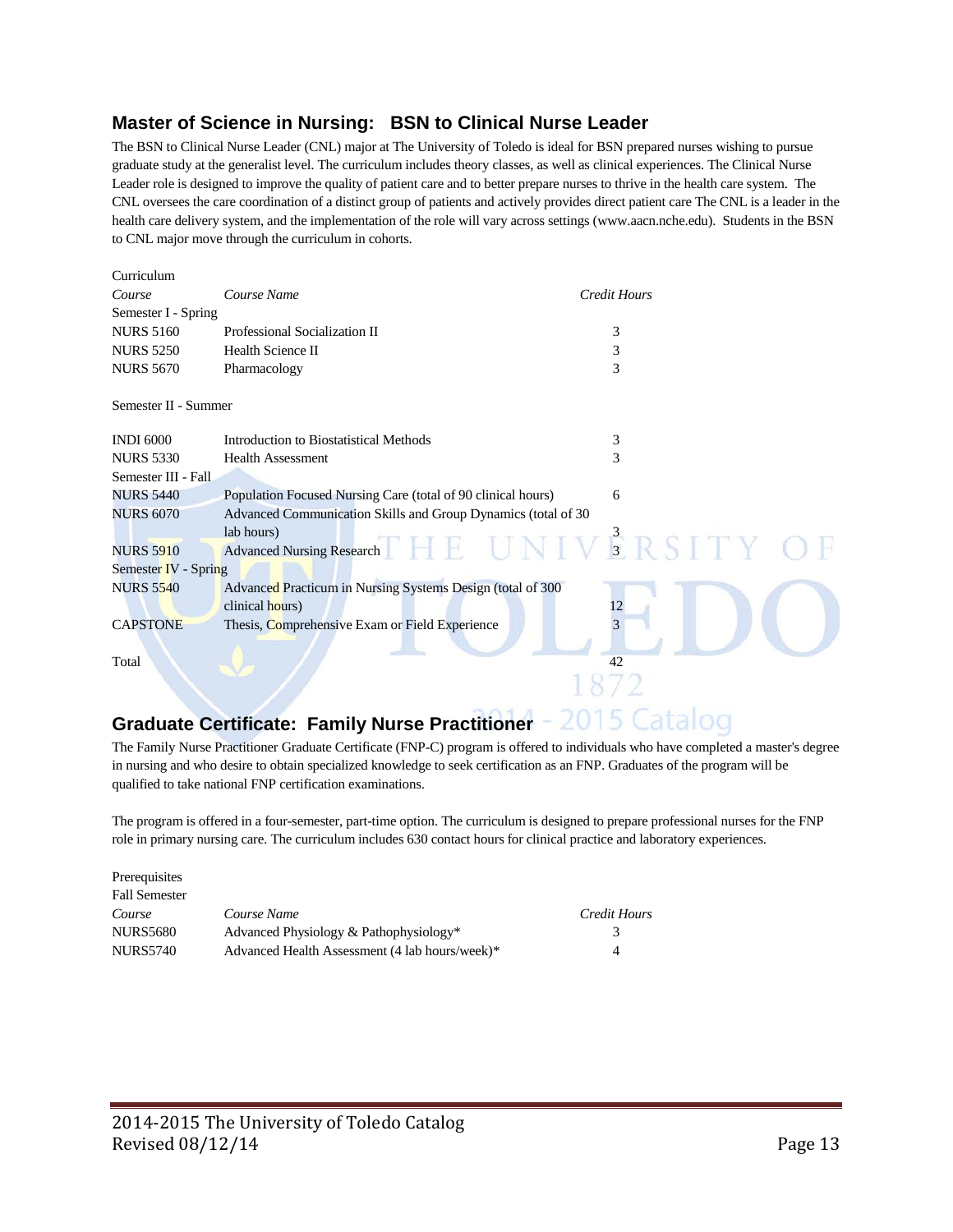## Master of Science in Nursing: BSN to Clinical Nurse Leader

The BSN to Clinical Nurse Leader (CNL) major at The University of Toledo is ideal for BSN prepared nurses wishing to pursue graduate study at the generalist level. The curriculum includes theory classes, as well as clinical experiences. The Clinical Nurse Leader role is designed to improve the quality of patient care and to better prepare nurses to thrive in the health care system. The CNL oversees the care coordination of a distinct group of patients and actively provides direct patient care The CNL is a leader in the health care delivery system, and the implementation of the role will vary across settings (www.aacn.nche.edu). Students in the BSN to CNL major move through the curriculum in cohorts.

Curriculum

| *Course* | *Course Name* | *Credit Hours* |
|---|---|---|
| Semester I - Spring | | |
| NURS 5160 | Professional Socialization II | 3 |
| NURS 5250 | Health Science II | 3 |
| NURS 5670 | Pharmacology | 3 |
| Semester II - Summer | | |
| INDI 6000 | Introduction to Biostatistical Methods | 3 |
| NURS 5330 | Health Assessment | 3 |
| Semester III - Fall | | |
| NURS 5440 | Population Focused Nursing Care (total of 90 clinical hours) | 6 |
| NURS 6070 | Advanced Communication Skills and Group Dynamics (total of 30 lab hours) | 3 |
| NURS 5910 | Advanced Nursing Research | 3 |
| Semester IV - Spring | | |
| NURS 5540 | Advanced Practicum in Nursing Systems Design (total of 300 clinical hours) | 12 |
| CAPSTONE | Thesis, Comprehensive Exam or Field Experience | 3 |
| Total | | 42 |

## Graduate Certificate: Family Nurse Practitioner

The Family Nurse Practitioner Graduate Certificate (FNP-C) program is offered to individuals who have completed a master's degree in nursing and who desire to obtain specialized knowledge to seek certification as an FNP. Graduates of the program will be qualified to take national FNP certification examinations.

The program is offered in a four-semester, part-time option. The curriculum is designed to prepare professional nurses for the FNP role in primary nursing care. The curriculum includes 630 contact hours for clinical practice and laboratory experiences.

Prerequisites

Fall Semester

| *Course* | *Course Name* | *Credit Hours* |
|---|---|---|
| NURS5680 | Advanced Physiology & Pathophysiology* | 3 |
| NURS5740 | Advanced Health Assessment (4 lab hours/week)* | 4 |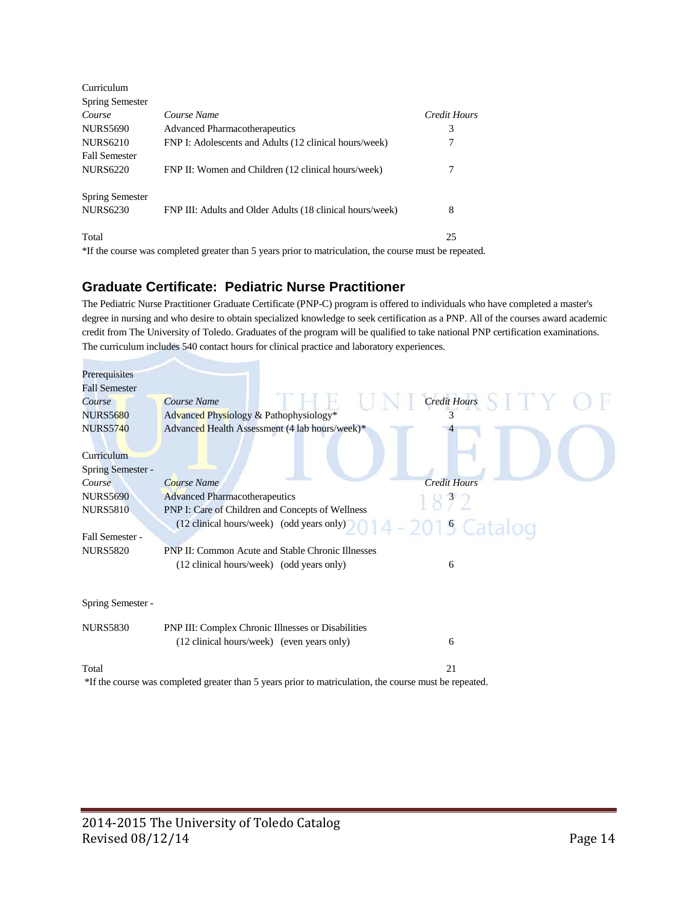Curriculum

| Spring Semester | | |
|---|---|---|
| *Course* | *Course Name* | *Credit Hours* |
| NURS5690 | Advanced Pharmacotherapeutics | 3 |
| NURS6210 | FNP I: Adolescents and Adults (12 clinical hours/week) | 7 |
| Fall Semester | | |
| NURS6220 | FNP II: Women and Children (12 clinical hours/week) | 7 |
| Spring Semester | | |
| NURS6230 | FNP III: Adults and Older Adults (18 clinical hours/week) | 8 |
| Total | | 25 |

*If the course was completed greater than 5 years prior to matriculation, the course must be repeated.

## Graduate Certificate: Pediatric Nurse Practitioner

The Pediatric Nurse Practitioner Graduate Certificate (PNP-C) program is offered to individuals who have completed a master's degree in nursing and who desire to obtain specialized knowledge to seek certification as a PNP. All of the courses award academic credit from The University of Toledo. Graduates of the program will be qualified to take national PNP certification examinations. The curriculum includes 540 contact hours for clinical practice and laboratory experiences.

Prerequisites

| Fall Semester | | |
|---|---|---|
| *Course* | *Course Name* | *Credit Hours* |
| NURS5680 | Advanced Physiology & Pathophysiology* | 3 |
| NURS5740 | Advanced Health Assessment (4 lab hours/week)* | 4 |

Curriculum

| Spring Semester - | | |
|---|---|---|
| *Course* | *Course Name* | *Credit Hours* |
| NURS5690 | Advanced Pharmacotherapeutics | 3 |
| NURS5810 | PNP I: Care of Children and Concepts of Wellness (12 clinical hours/week) (odd years only) | 6 |
| Fall Semester - | | |
| NURS5820 | PNP II: Common Acute and Stable Chronic Illnesses (12 clinical hours/week) (odd years only) | 6 |
| Spring Semester - | | |
| NURS5830 | PNP III: Complex Chronic Illnesses or Disabilities (12 clinical hours/week) (even years only) | 6 |
| Total | | 21 |

*If the course was completed greater than 5 years prior to matriculation, the course must be repeated.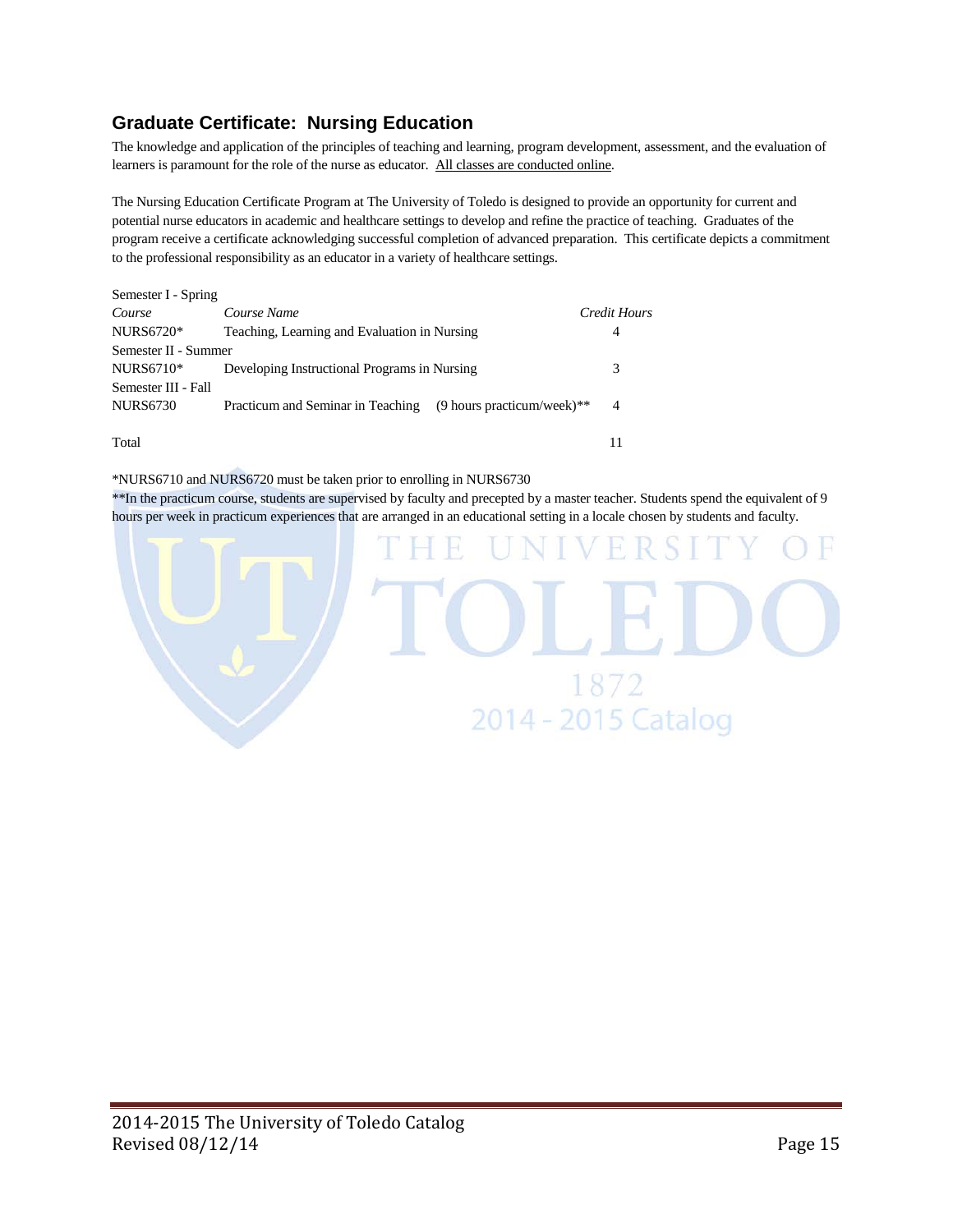## Graduate Certificate: Nursing Education

The knowledge and application of the principles of teaching and learning, program development, assessment, and the evaluation of learners is paramount for the role of the nurse as educator. All classes are conducted online.

The Nursing Education Certificate Program at The University of Toledo is designed to provide an opportunity for current and potential nurse educators in academic and healthcare settings to develop and refine the practice of teaching. Graduates of the program receive a certificate acknowledging successful completion of advanced preparation. This certificate depicts a commitment to the professional responsibility as an educator in a variety of healthcare settings.

| | | | |
|---|---|---|---|
| Semester I - Spring | | | |
| *Course* | *Course Name* | | *Credit Hours* |
| NURS6720* | Teaching, Learning and Evaluation in Nursing | | 4 |
| Semester II - Summer | | | |
| NURS6710* | Developing Instructional Programs in Nursing | | 3 |
| Semester III - Fall | | | |
| NURS6730 | Practicum and Seminar in Teaching | (9 hours practicum/week)** | 4 |
| Total | | | 11 |

*NURS6710 and NURS6720 must be taken prior to enrolling in NURS6730

**In the practicum course, students are supervised by faculty and precepted by a master teacher. Students spend the equivalent of 9 hours per week in practicum experiences that are arranged in an educational setting in a locale chosen by students and faculty.